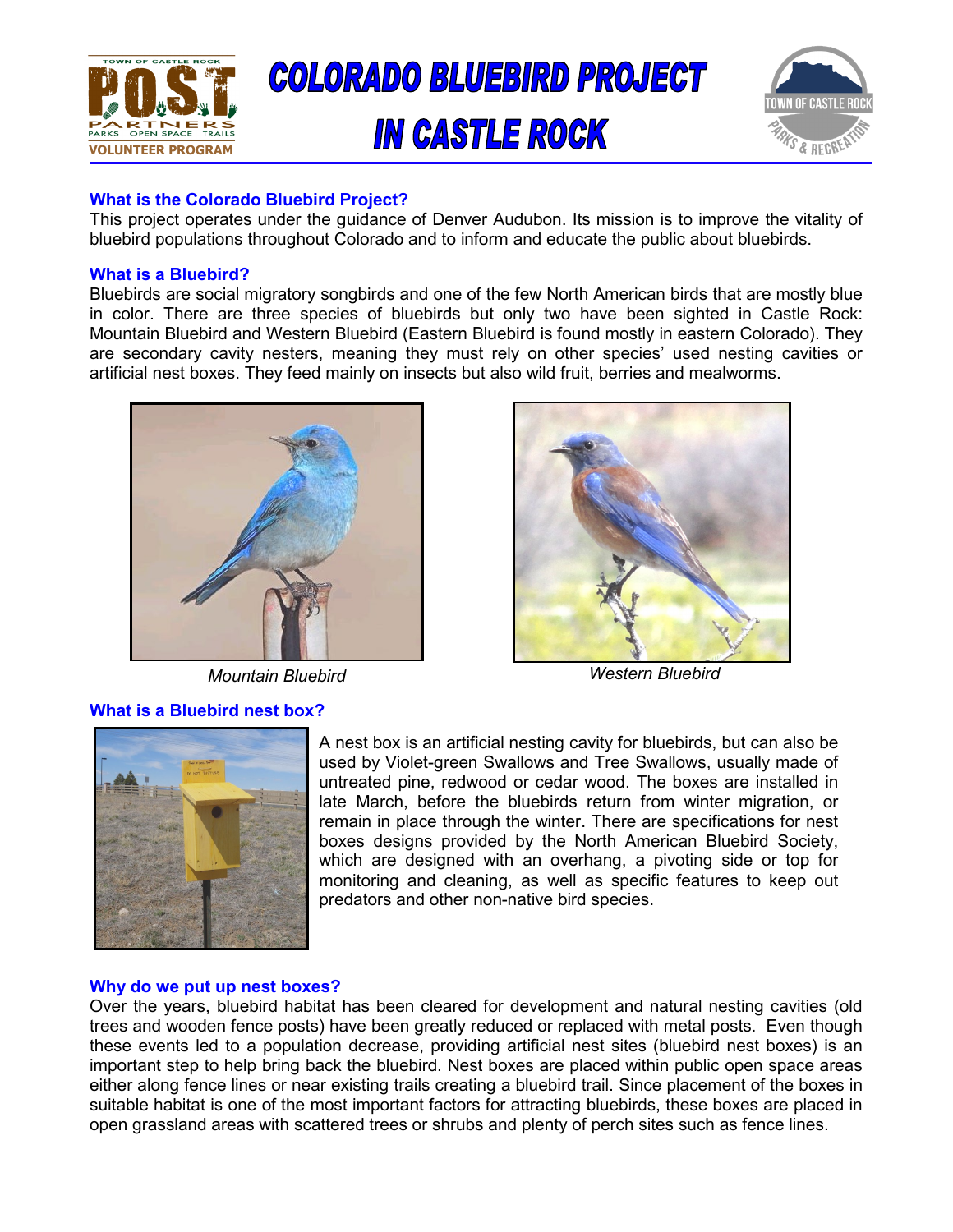# COLORADO BLUEBIRD PROJECT IN CASTLE ROCK

### What is the Colorado Bluebird Project?

This project operates under the guidance of Denver Audubon. Its mission is to improve the vitality of bluebird populations throughout Colorado and to inform and educate the public about bluebirds.

### What is a Bluebird?

Bluebirds are social migratory songbirds and one of the few North American birds that are mostly blue in color. There are three species of bluebirds but only two have been sighted in Castle Rock: Mountain Bluebird and Western Bluebird (Eastern Bluebird is found mostly in eastern Colorado). They are secondary cavity nesters, meaning they must rely on other species' used nesting cavities or artificial nest boxes. They feed mainly on insects but also wild fruit, berries and mealworms.

*Mountain Bluebird*

*Western Bluebird*

### What is a Bluebird nest box?

A nest box is an artificial nesting cavity for bluebirds, but can also be used by Violet-green Swallows and Tree Swallows, usually made of untreated pine, redwood or cedar wood. The boxes are installed in late March, before the bluebirds return from winter migration, or remain in place through the winter. There are specifications for nest boxes designs provided by the North American Bluebird Society, which are designed with an overhang, a pivoting side or top for monitoring and cleaning, as well as specific features to keep out predators and other non-native bird species.

### Why do we put up nest boxes?

Over the years, bluebird habitat has been cleared for development and natural nesting cavities (old trees and wooden fence posts) have been greatly reduced or replaced with metal posts. Even though these events led to a population decrease, providing artificial nest sites (bluebird nest boxes) is an important step to help bring back the bluebird. Nest boxes are placed within public open space areas either along fence lines or near existing trails creating a bluebird trail. Since placement of the boxes in suitable habitat is one of the most important factors for attracting bluebirds, these boxes are placed in open grassland areas with scattered trees or shrubs and plenty of perch sites such as fence lines.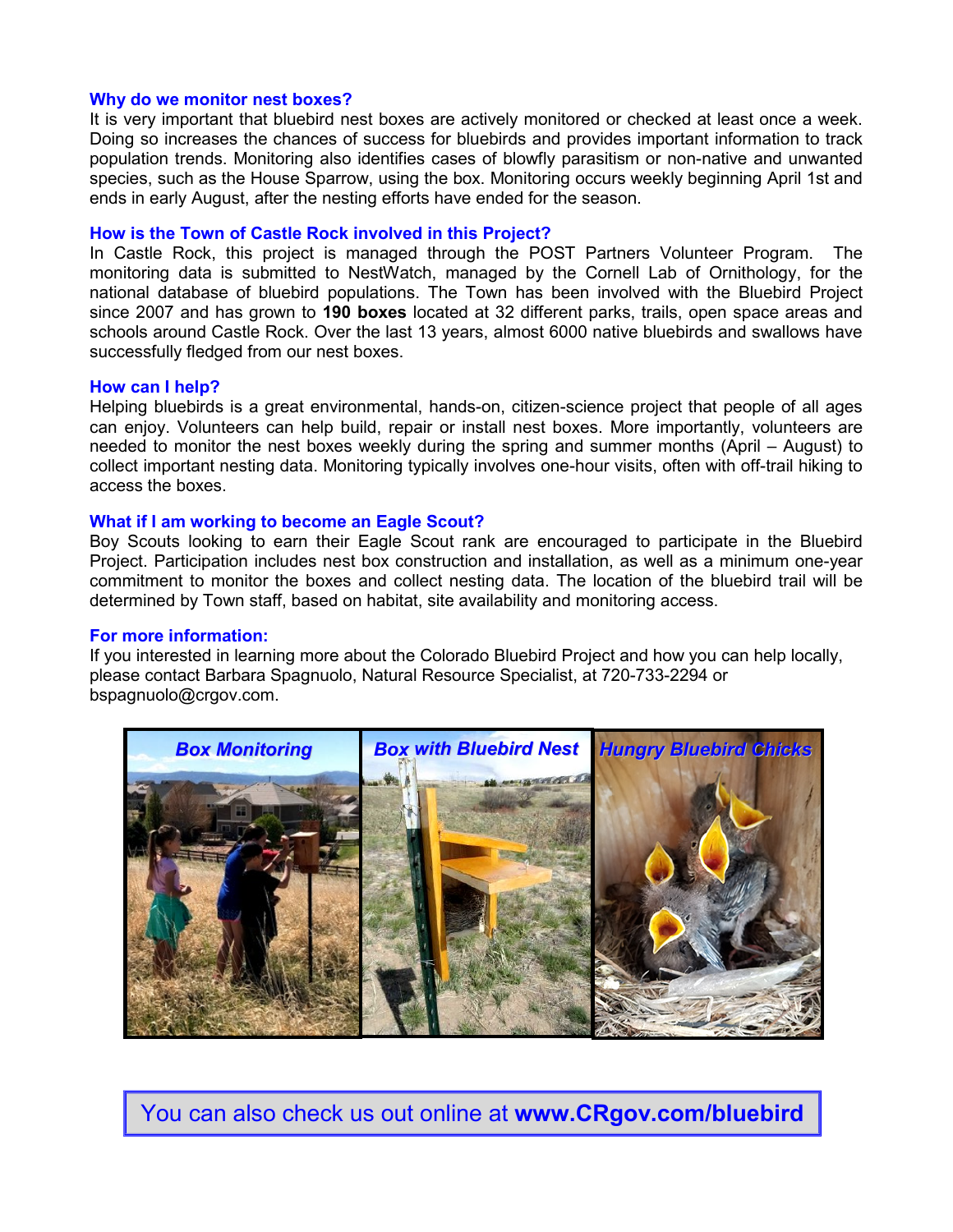### Why do we monitor nest boxes?

It is very important that bluebird nest boxes are actively monitored or checked at least once a week. Doing so increases the chances of success for bluebirds and provides important information to track population trends. Monitoring also identifies cases of blowfly parasitism or non-native and unwanted species, such as the House Sparrow, using the box. Monitoring occurs weekly beginning April 1st and ends in early August, after the nesting efforts have ended for the season.

### How is the Town of Castle Rock involved in this Project?

In Castle Rock, this project is managed through the POST Partners Volunteer Program. The monitoring data is submitted to NestWatch, managed by the Cornell Lab of Ornithology, for the national database of bluebird populations. The Town has been involved with the Bluebird Project since 2007 and has grown to **190 boxes** located at 32 different parks, trails, open space areas and schools around Castle Rock. Over the last 13 years, almost 6000 native bluebirds and swallows have successfully fledged from our nest boxes.

### How can I help?

Helping bluebirds is a great environmental, hands-on, citizen-science project that people of all ages can enjoy. Volunteers can help build, repair or install nest boxes. More importantly, volunteers are needed to monitor the nest boxes weekly during the spring and summer months (April – August) to collect important nesting data. Monitoring typically involves one-hour visits, often with off-trail hiking to access the boxes.

### What if I am working to become an Eagle Scout?

Boy Scouts looking to earn their Eagle Scout rank are encouraged to participate in the Bluebird Project. Participation includes nest box construction and installation, as well as a minimum one-year commitment to monitor the boxes and collect nesting data. The location of the bluebird trail will be determined by Town staff, based on habitat, site availability and monitoring access.

### For more information:

If you interested in learning more about the Colorado Bluebird Project and how you can help locally, please contact Barbara Spagnuolo, Natural Resource Specialist, at 720-733-2294 or bspagnuolo@crgov.com.

*Box Monitoring*

*Box with Bluebird Nest*

*Hungry Bluebird Chicks*

You can also check us out online at **www.CRgov.com/bluebird**